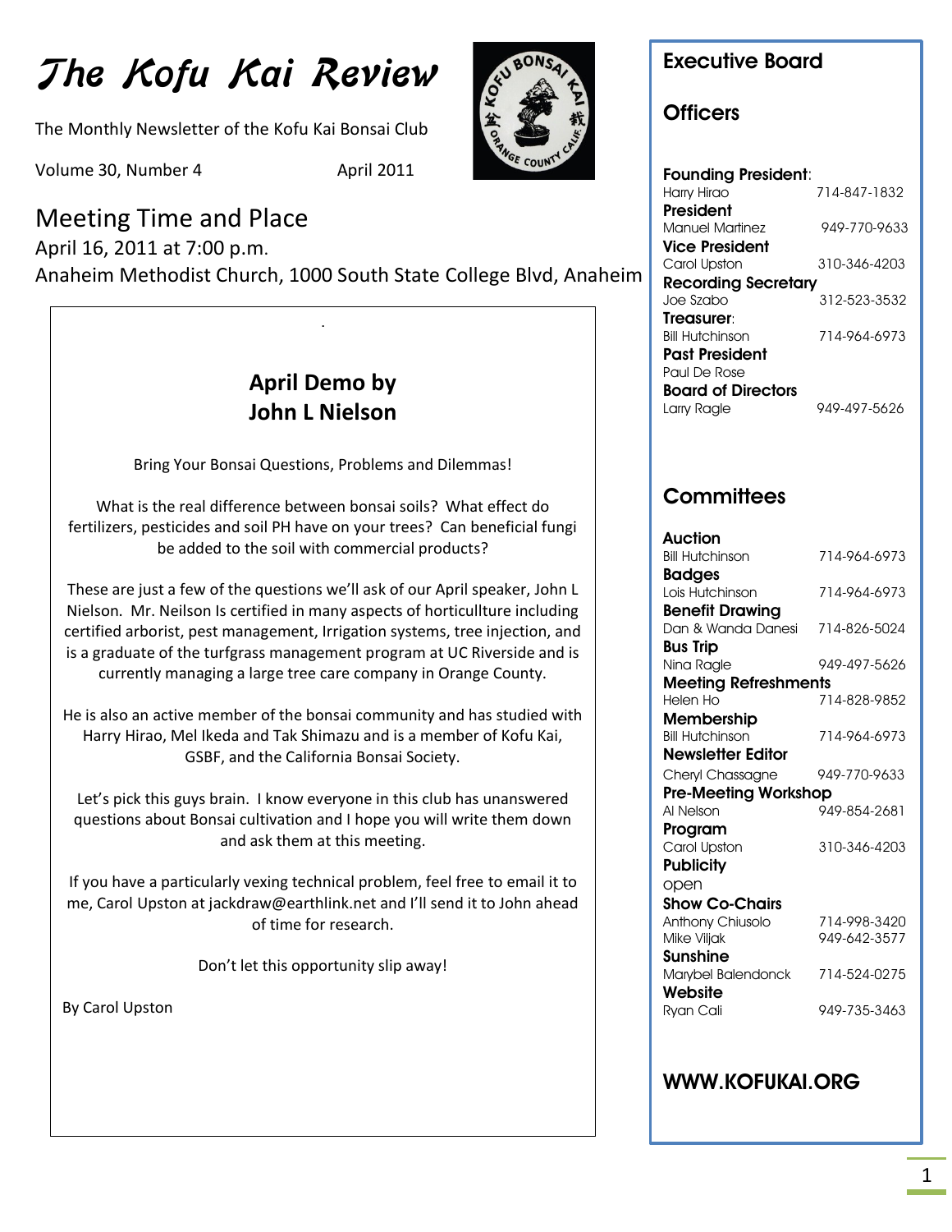# The Kofu Kai Review

The Monthly Newsletter of the Kofu Kai Bonsai Club

Volume 30, Number 4 April 2011

## Meeting Time and Place

April 16, 2011 at 7:00 p.m.

Anaheim Methodist Church, 1000 South State College Blvd, Anaheim

### April Demo by John L Nielson

Bring Your Bonsai Questions, Problems and Dilemmas!

What is the real difference between bonsai soils? What effect do fertilizers, pesticides and soil PH have on your trees? Can beneficial fungi be added to the soil with commercial products?

These are just a few of the questions we'll ask of our April speaker, John L Nielson. Mr. Neilson Is certified in many aspects of horticullture including certified arborist, pest management, Irrigation systems, tree injection, and is a graduate of the turfgrass management program at UC Riverside and is currently managing a large tree care company in Orange County.

He is also an active member of the bonsai community and has studied with Harry Hirao, Mel Ikeda and Tak Shimazu and is a member of Kofu Kai, GSBF, and the California Bonsai Society.

Let's pick this guys brain. I know everyone in this club has unanswered questions about Bonsai cultivation and I hope you will write them down and ask them at this meeting.

If you have a particularly vexing technical problem, feel free to email it to me, Carol Upston at jackdraw@earthlink.net and I'll send it to John ahead of time for research.

Don't let this opportunity slip away!

By Carol Upston

## Executive Board

### Officers

**Founding President:**
Harry Hirao 714-847-1832

**President**
Manuel Martinez 949-770-9633

**Vice President**
Carol Upston 310-346-4203

**Recording Secretary**
Joe Szabo 312-523-3532

**Treasurer:**
Bill Hutchinson 714-964-6973

**Past President**
Paul De Rose

**Board of Directors**
Larry Ragle 949-497-5626

### Committees

**Auction**
Bill Hutchinson 714-964-6973

**Badges**
Lois Hutchinson 714-964-6973

**Benefit Drawing**
Dan & Wanda Danesi 714-826-5024

**Bus Trip**
Nina Ragle 949-497-5626

**Meeting Refreshments**
Helen Ho 714-828-9852

**Membership**
Bill Hutchinson 714-964-6973

**Newsletter Editor**
Cheryl Chassagne 949-770-9633

**Pre-Meeting Workshop**
Al Nelson 949-854-2681

**Program**
Carol Upston 310-346-4203

**Publicity**
open

**Show Co-Chairs**
Anthony Chiusolo 714-998-3420
Mike Viljak 949-642-3577

**Sunshine**
Marybel Balendonck 714-524-0275

**Website**
Ryan Cali 949-735-3463

**WWW.KOFUKAI.ORG**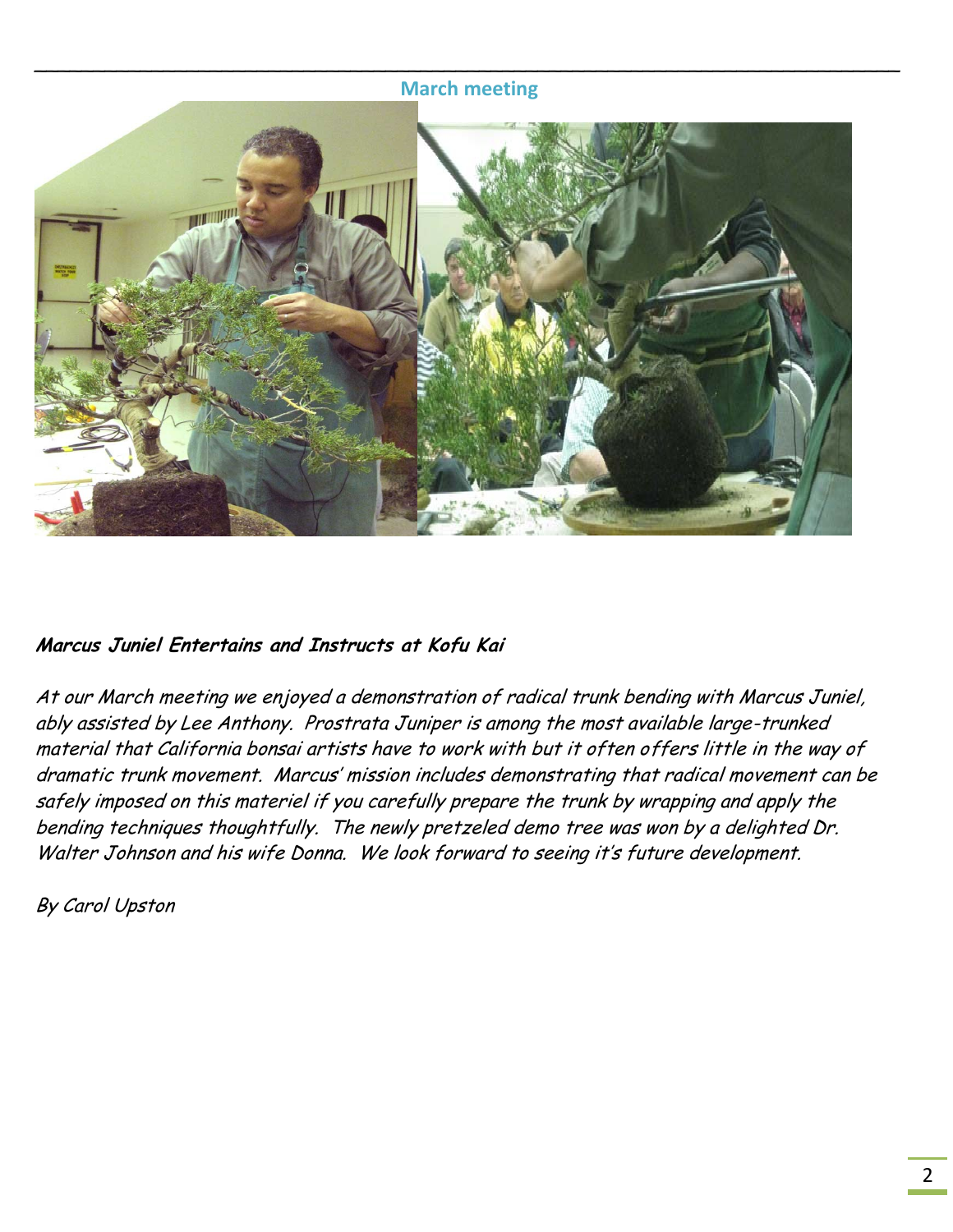## March meeting

***Marcus Juniel Entertains and Instructs at Kofu Kai***

*At our March meeting we enjoyed a demonstration of radical trunk bending with Marcus Juniel, ably assisted by Lee Anthony. Prostrata Juniper is among the most available large-trunked material that California bonsai artists have to work with but it often offers little in the way of dramatic trunk movement. Marcus' mission includes demonstrating that radical movement can be safely imposed on this materiel if you carefully prepare the trunk by wrapping and apply the bending techniques thoughtfully. The newly pretzeled demo tree was won by a delighted Dr. Walter Johnson and his wife Donna. We look forward to seeing it's future development.*

*By Carol Upston*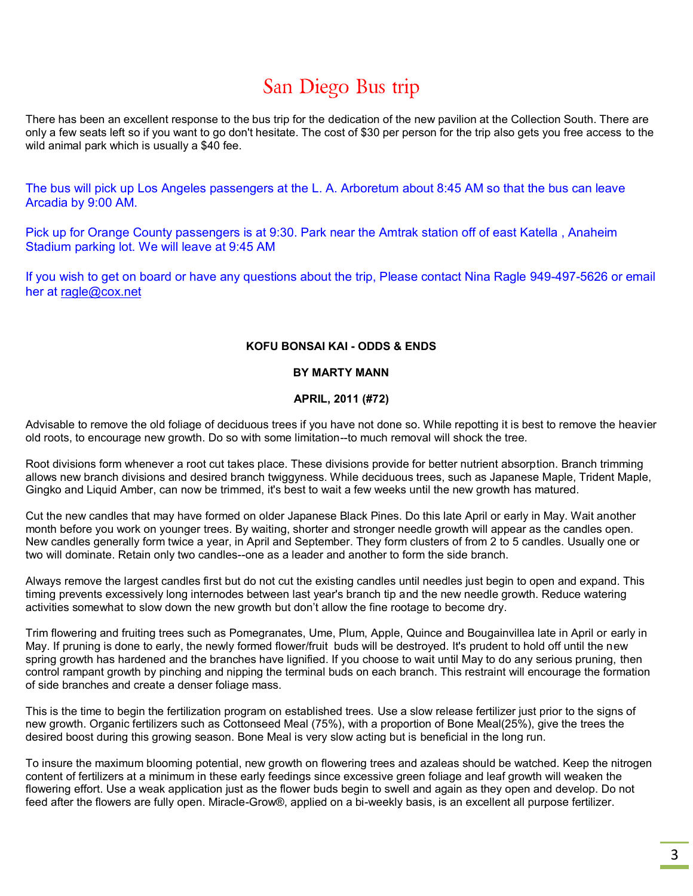# San Diego Bus trip

There has been an excellent response to the bus trip for the dedication of the new pavilion at the Collection South. There are only a few seats left so if you want to go don't hesitate. The cost of $30 per person for the trip also gets you free access to the wild animal park which is usually a $40 fee.

The bus will pick up Los Angeles passengers at the L. A. Arboretum about 8:45 AM so that the bus can leave Arcadia by 9:00 AM.

Pick up for Orange County passengers is at 9:30. Park near the Amtrak station off of east Katella , Anaheim Stadium parking lot. We will leave at 9:45 AM

If you wish to get on board or have any questions about the trip, Please contact Nina Ragle 949-497-5626 or email her at ragle@cox.net

**KOFU BONSAI KAI - ODDS & ENDS**

**BY MARTY MANN**

**APRIL, 2011 (#72)**

Advisable to remove the old foliage of deciduous trees if you have not done so. While repotting it is best to remove the heavier old roots, to encourage new growth. Do so with some limitation--to much removal will shock the tree.

Root divisions form whenever a root cut takes place. These divisions provide for better nutrient absorption. Branch trimming allows new branch divisions and desired branch twiggyness. While deciduous trees, such as Japanese Maple, Trident Maple, Gingko and Liquid Amber, can now be trimmed, it's best to wait a few weeks until the new growth has matured.

Cut the new candles that may have formed on older Japanese Black Pines. Do this late April or early in May. Wait another month before you work on younger trees. By waiting, shorter and stronger needle growth will appear as the candles open. New candles generally form twice a year, in April and September. They form clusters of from 2 to 5 candles. Usually one or two will dominate. Retain only two candles--one as a leader and another to form the side branch.

Always remove the largest candles first but do not cut the existing candles until needles just begin to open and expand. This timing prevents excessively long internodes between last year's branch tip and the new needle growth. Reduce watering activities somewhat to slow down the new growth but don't allow the fine rootage to become dry.

Trim flowering and fruiting trees such as Pomegranates, Ume, Plum, Apple, Quince and Bougainvillea late in April or early in May. If pruning is done to early, the newly formed flower/fruit buds will be destroyed. It's prudent to hold off until the new spring growth has hardened and the branches have lignified. If you choose to wait until May to do any serious pruning, then control rampant growth by pinching and nipping the terminal buds on each branch. This restraint will encourage the formation of side branches and create a denser foliage mass.

This is the time to begin the fertilization program on established trees. Use a slow release fertilizer just prior to the signs of new growth. Organic fertilizers such as Cottonseed Meal (75%), with a proportion of Bone Meal(25%), give the trees the desired boost during this growing season. Bone Meal is very slow acting but is beneficial in the long run.

To insure the maximum blooming potential, new growth on flowering trees and azaleas should be watched. Keep the nitrogen content of fertilizers at a minimum in these early feedings since excessive green foliage and leaf growth will weaken the flowering effort. Use a weak application just as the flower buds begin to swell and again as they open and develop. Do not feed after the flowers are fully open. Miracle-Grow®, applied on a bi-weekly basis, is an excellent all purpose fertilizer.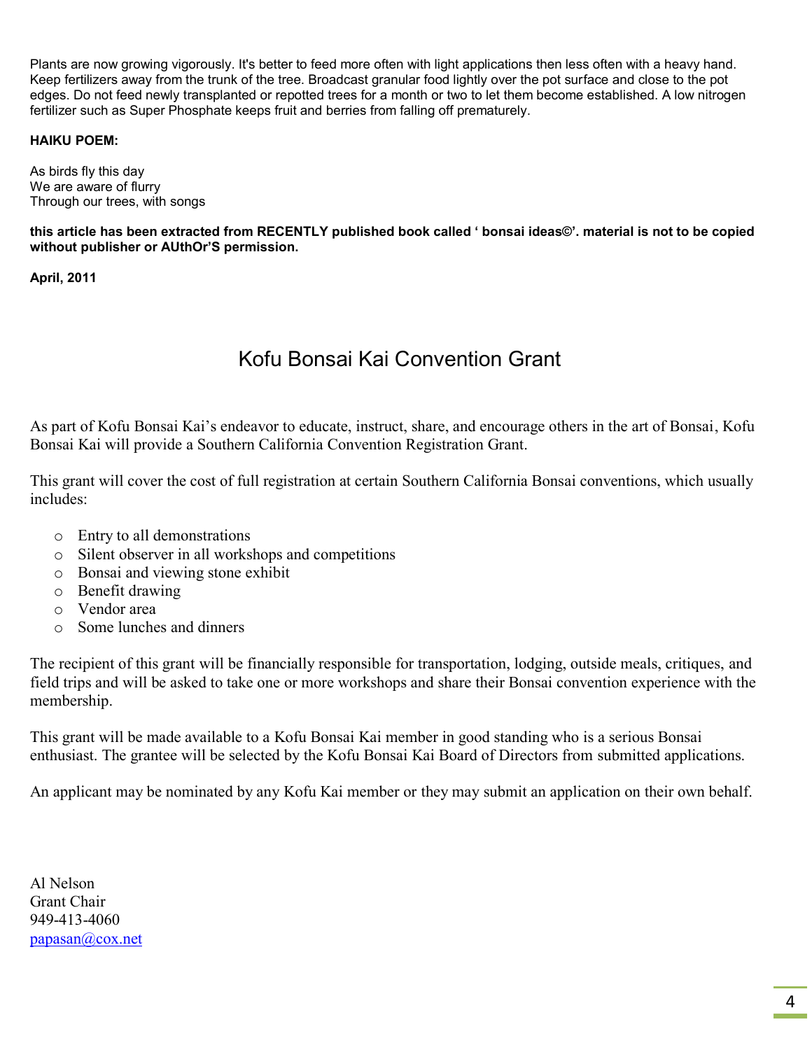Plants are now growing vigorously. It's better to feed more often with light applications then less often with a heavy hand. Keep fertilizers away from the trunk of the tree. Broadcast granular food lightly over the pot surface and close to the pot edges. Do not feed newly transplanted or repotted trees for a month or two to let them become established. A low nitrogen fertilizer such as Super Phosphate keeps fruit and berries from falling off prematurely.

**HAIKU POEM:**

As birds fly this day
We are aware of flurry
Through our trees, with songs

**this article has been extracted from RECENTLY published book called ' bonsai ideas©'. material is not to be copied without publisher or AUthOr'S permission.**

**April, 2011**

# Kofu Bonsai Kai Convention Grant

As part of Kofu Bonsai Kai's endeavor to educate, instruct, share, and encourage others in the art of Bonsai, Kofu Bonsai Kai will provide a Southern California Convention Registration Grant.

This grant will cover the cost of full registration at certain Southern California Bonsai conventions, which usually includes:

- Entry to all demonstrations
- Silent observer in all workshops and competitions
- Bonsai and viewing stone exhibit
- Benefit drawing
- Vendor area
- Some lunches and dinners

The recipient of this grant will be financially responsible for transportation, lodging, outside meals, critiques, and field trips and will be asked to take one or more workshops and share their Bonsai convention experience with the membership.

This grant will be made available to a Kofu Bonsai Kai member in good standing who is a serious Bonsai enthusiast. The grantee will be selected by the Kofu Bonsai Kai Board of Directors from submitted applications.

An applicant may be nominated by any Kofu Kai member or they may submit an application on their own behalf.

Al Nelson
Grant Chair
949-413-4060
papasan@cox.net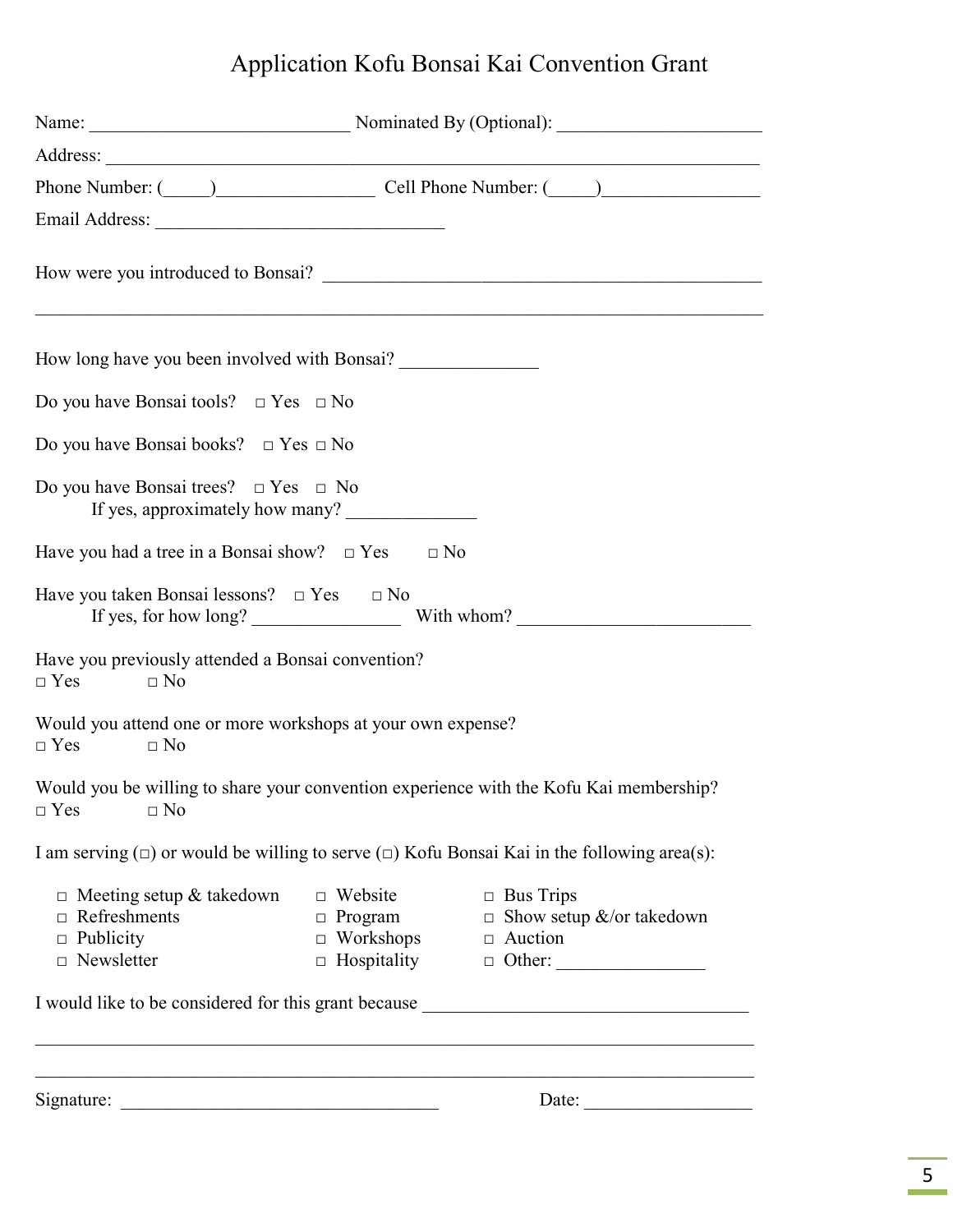# Application Kofu Bonsai Kai Convention Grant

Name: ___________________________ Nominated By (Optional): _____________________

Address: ____________________________________________________________________

Phone Number: (_____)________________ Cell Phone Number: (_____)________________

Email Address: ______________________________

How were you introduced to Bonsai? _____________________________________________

_________________________________________________________________________

How long have you been involved with Bonsai? ______________

Do you have Bonsai tools? □ Yes □ No

Do you have Bonsai books? □ Yes □ No

Do you have Bonsai trees? □ Yes □ No
If yes, approximately how many? _____________

Have you had a tree in a Bonsai show? □ Yes □ No

Have you taken Bonsai lessons? □ Yes □ No
If yes, for how long? _______________ With whom? ________________________

Have you previously attended a Bonsai convention?
□ Yes □ No

Would you attend one or more workshops at your own expense?
□ Yes □ No

Would you be willing to share your convention experience with the Kofu Kai membership?
□ Yes □ No

I am serving (□) or would be willing to serve (□) Kofu Bonsai Kai in the following area(s):

- □ Meeting setup & takedown
- □ Refreshments
- □ Publicity
- □ Newsletter
- □ Website
- □ Program
- □ Workshops
- □ Hospitality
- □ Bus Trips
- □ Show setup &/or takedown
- □ Auction
- □ Other: _______________

I would like to be considered for this grant because __________________________________

_________________________________________________________________________

_________________________________________________________________________

Signature: _________________________________ Date: _________________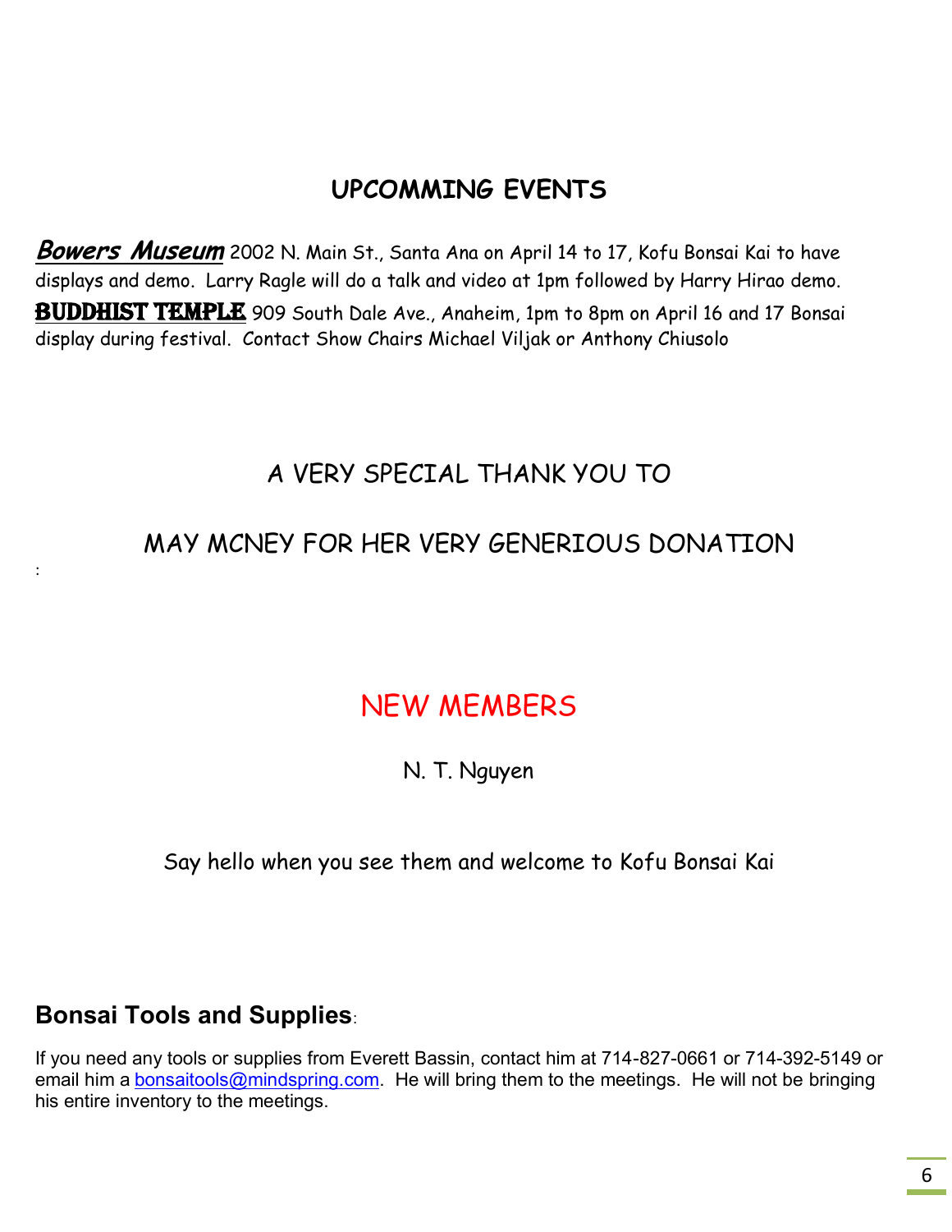## UPCOMMING EVENTS

***Bowers Museum*** 2002 N. Main St., Santa Ana on April 14 to 17, Kofu Bonsai Kai to have displays and demo. Larry Ragle will do a talk and video at 1pm followed by Harry Hirao demo.

**BUDDHIST TEMPLE** 909 South Dale Ave., Anaheim, 1pm to 8pm on April 16 and 17 Bonsai display during festival. Contact Show Chairs Michael Viljak or Anthony Chiusolo

A VERY SPECIAL THANK YOU TO

MAY MCNEY FOR HER VERY GENERIOUS DONATION

:

## NEW MEMBERS

N. T. Nguyen

Say hello when you see them and welcome to Kofu Bonsai Kai

### Bonsai Tools and Supplies:

If you need any tools or supplies from Everett Bassin, contact him at 714-827-0661 or 714-392-5149 or email him a bonsaitools@mindspring.com. He will bring them to the meetings. He will not be bringing his entire inventory to the meetings.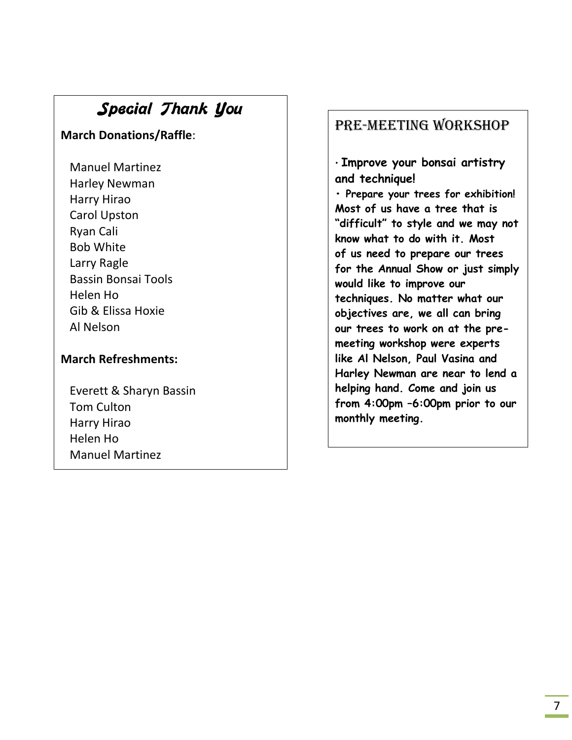## *Special Thank You*

**March Donations/Raffle**:

Manuel Martinez
Harley Newman
Harry Hirao
Carol Upston
Ryan Cali
Bob White
Larry Ragle
Bassin Bonsai Tools
Helen Ho
Gib & Elissa Hoxie
Al Nelson

**March Refreshments:**

Everett & Sharyn Bassin
Tom Culton
Harry Hirao
Helen Ho
Manuel Martinez

## PRE-MEETING WORKSHOP

**· Improve your bonsai artistry and technique!**

**• Prepare your trees for exhibition! Most of us have a tree that is "difficult" to style and we may not know what to do with it. Most of us need to prepare our trees for the Annual Show or just simply would like to improve our techniques. No matter what our objectives are, we all can bring our trees to work on at the pre-meeting workshop were experts like Al Nelson, Paul Vasina and Harley Newman are near to lend a helping hand. Come and join us from 4:00pm –6:00pm prior to our monthly meeting.**